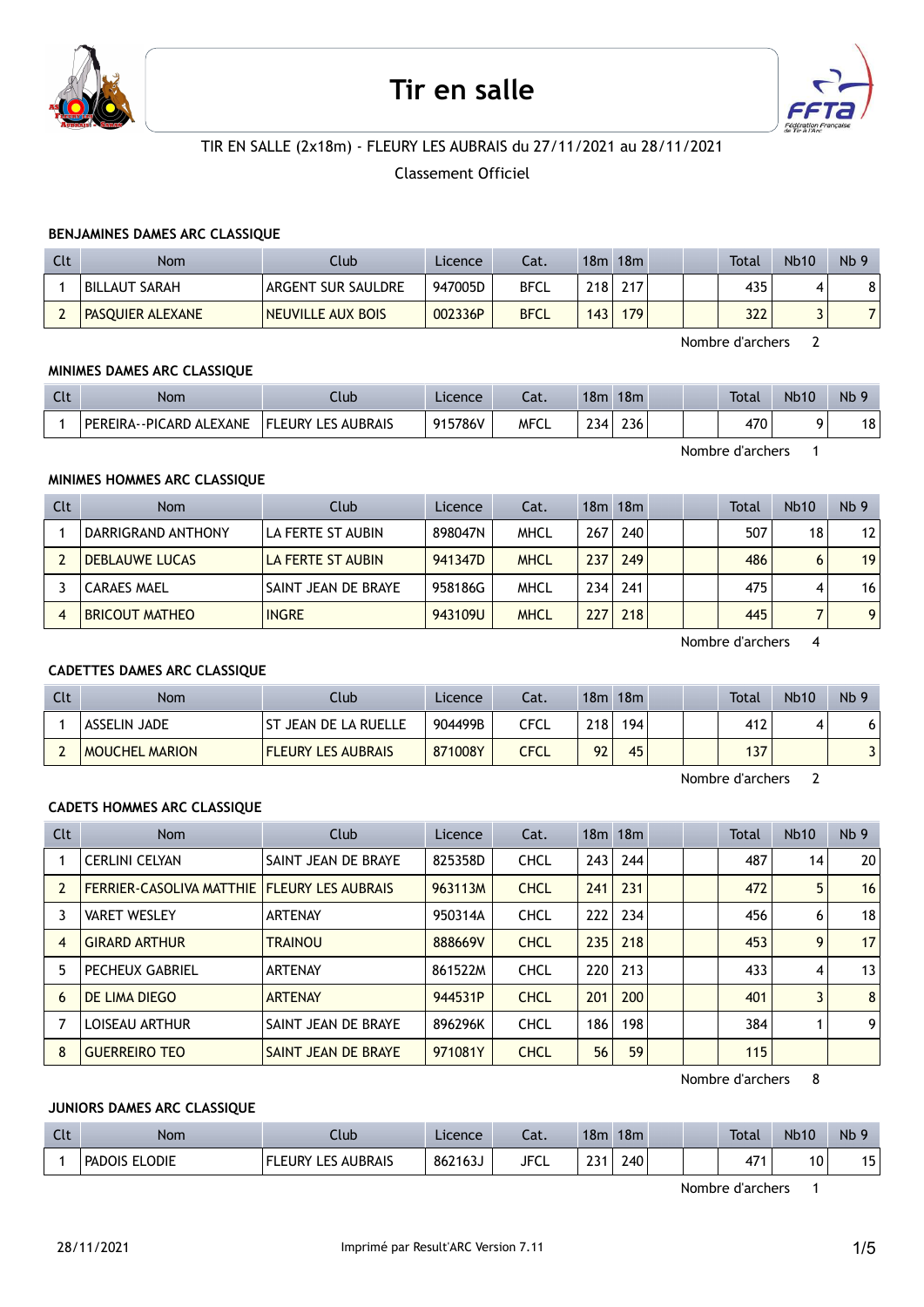# Tir en salle

TIR EN SALLE (2x18m) - FLEURY LES AUBRAIS du 27/11/2021 au 28/11/2021

Classement Officiel

### BENJAMINES DAMES ARC CLASSIQUE

| Clt | Nom | Club | Licence | Cat. | 18m | 18m | | | Total | Nb10 | Nb 9 |
|---|---|---|---|---|---|---|---|---|---|---|---|
| 1 | BILLAUT SARAH | ARGENT SUR SAULDRE | 947005D | BFCL | 218 | 217 | | | 435 | 4 | 8 |
| 2 | PASQUIER ALEXANE | NEUVILLE AUX BOIS | 002336P | BFCL | 143 | 179 | | | 322 | 3 | 7 |

Nombre d'archers 2

### MINIMES DAMES ARC CLASSIQUE

| Clt | Nom | Club | Licence | Cat. | 18m | 18m | | | Total | Nb10 | Nb 9 |
|---|---|---|---|---|---|---|---|---|---|---|---|
| 1 | PEREIRA--PICARD ALEXANE | FLEURY LES AUBRAIS | 915786V | MFCL | 234 | 236 | | | 470 | 9 | 18 |

Nombre d'archers 1

### MINIMES HOMMES ARC CLASSIQUE

| Clt | Nom | Club | Licence | Cat. | 18m | 18m | | | Total | Nb10 | Nb 9 |
|---|---|---|---|---|---|---|---|---|---|---|---|
| 1 | DARRIGRAND ANTHONY | LA FERTE ST AUBIN | 898047N | MHCL | 267 | 240 | | | 507 | 18 | 12 |
| 2 | DEBLAUWE LUCAS | LA FERTE ST AUBIN | 941347D | MHCL | 237 | 249 | | | 486 | 6 | 19 |
| 3 | CARAES MAEL | SAINT JEAN DE BRAYE | 958186G | MHCL | 234 | 241 | | | 475 | 4 | 16 |
| 4 | BRICOUT MATHEO | INGRE | 943109U | MHCL | 227 | 218 | | | 445 | 7 | 9 |

Nombre d'archers 4

### CADETTES DAMES ARC CLASSIQUE

| Clt | Nom | Club | Licence | Cat. | 18m | 18m | | | Total | Nb10 | Nb 9 |
|---|---|---|---|---|---|---|---|---|---|---|---|
| 1 | ASSELIN JADE | ST JEAN DE LA RUELLE | 904499B | CFCL | 218 | 194 | | | 412 | 4 | 6 |
| 2 | MOUCHEL MARION | FLEURY LES AUBRAIS | 871008Y | CFCL | 92 | 45 | | | 137 | | 3 |

Nombre d'archers 2

### CADETS HOMMES ARC CLASSIQUE

| Clt | Nom | Club | Licence | Cat. | 18m | 18m | | | Total | Nb10 | Nb 9 |
|---|---|---|---|---|---|---|---|---|---|---|---|
| 1 | CERLINI CELYAN | SAINT JEAN DE BRAYE | 825358D | CHCL | 243 | 244 | | | 487 | 14 | 20 |
| 2 | FERRIER-CASOLIVA MATTHIE | FLEURY LES AUBRAIS | 963113M | CHCL | 241 | 231 | | | 472 | 5 | 16 |
| 3 | VARET WESLEY | ARTENAY | 950314A | CHCL | 222 | 234 | | | 456 | 6 | 18 |
| 4 | GIRARD ARTHUR | TRAINOU | 888669V | CHCL | 235 | 218 | | | 453 | 9 | 17 |
| 5 | PECHEUX GABRIEL | ARTENAY | 861522M | CHCL | 220 | 213 | | | 433 | 4 | 13 |
| 6 | DE LIMA DIEGO | ARTENAY | 944531P | CHCL | 201 | 200 | | | 401 | 3 | 8 |
| 7 | LOISEAU ARTHUR | SAINT JEAN DE BRAYE | 896296K | CHCL | 186 | 198 | | | 384 | 1 | 9 |
| 8 | GUERREIRO TEO | SAINT JEAN DE BRAYE | 971081Y | CHCL | 56 | 59 | | | 115 | | |

Nombre d'archers 8

### JUNIORS DAMES ARC CLASSIQUE

| Clt | Nom | Club | Licence | Cat. | 18m | 18m | | | Total | Nb10 | Nb 9 |
|---|---|---|---|---|---|---|---|---|---|---|---|
| 1 | PADOIS ELODIE | FLEURY LES AUBRAIS | 862163J | JFCL | 231 | 240 | | | 471 | 10 | 15 |

Nombre d'archers 1

28/11/2021 Imprimé par Result'ARC Version 7.11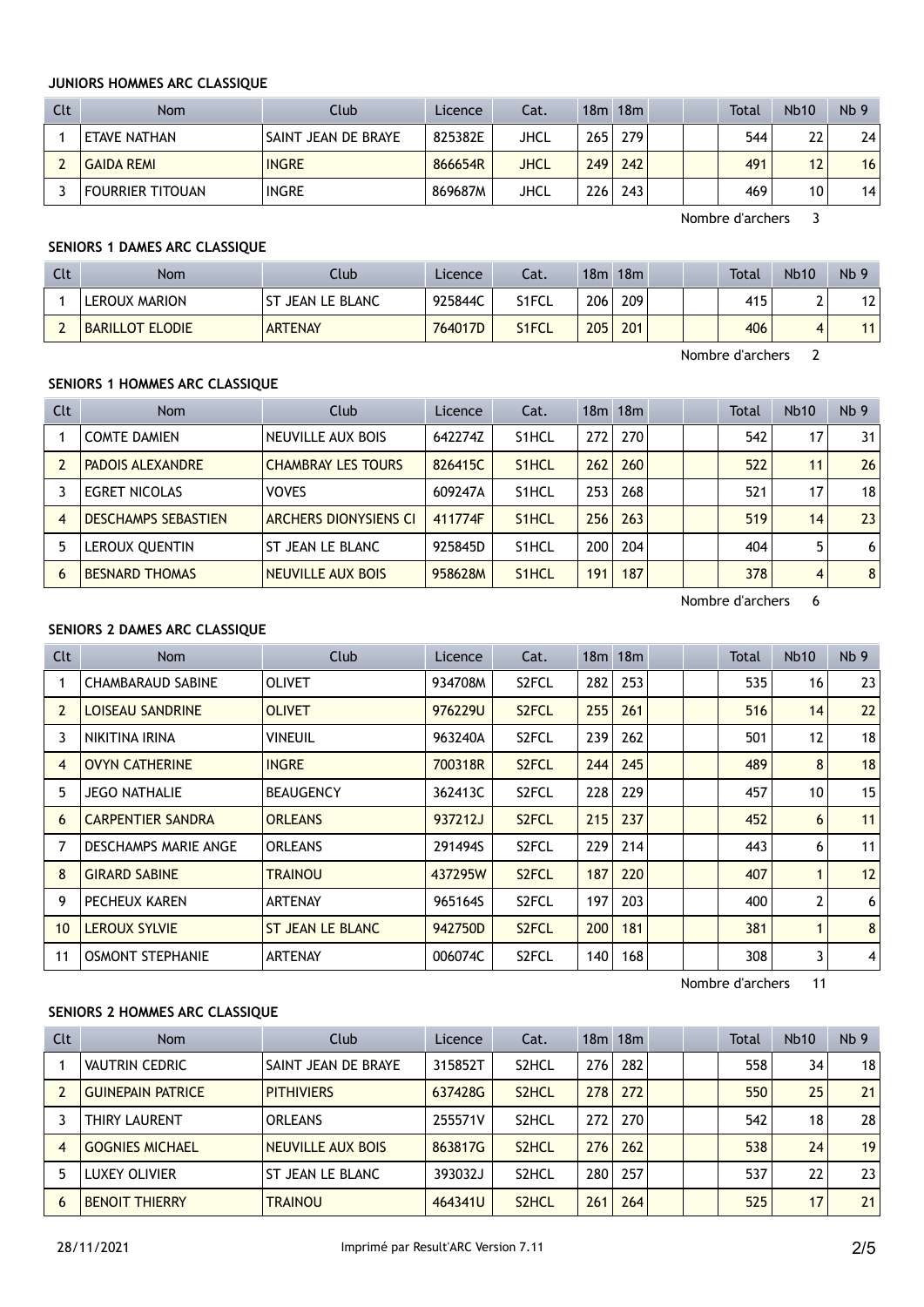**JUNIORS HOMMES ARC CLASSIQUE**

| Clt | Nom | Club | Licence | Cat. | 18m | 18m | | | Total | Nb10 | Nb 9 |
|---|---|---|---|---|---|---|---|---|---|---|---|
| 1 | ETAVE NATHAN | SAINT JEAN DE BRAYE | 825382E | JHCL | 265 | 279 | | | 544 | 22 | 24 |
| 2 | GAIDA REMI | INGRE | 866654R | JHCL | 249 | 242 | | | 491 | 12 | 16 |
| 3 | FOURRIER TITOUAN | INGRE | 869687M | JHCL | 226 | 243 | | | 469 | 10 | 14 |

Nombre d'archers 3

**SENIORS 1 DAMES ARC CLASSIQUE**

| Clt | Nom | Club | Licence | Cat. | 18m | 18m | | | Total | Nb10 | Nb 9 |
|---|---|---|---|---|---|---|---|---|---|---|---|
| 1 | LEROUX MARION | ST JEAN LE BLANC | 925844C | S1FCL | 206 | 209 | | | 415 | 2 | 12 |
| 2 | BARILLOT ELODIE | ARTENAY | 764017D | S1FCL | 205 | 201 | | | 406 | 4 | 11 |

Nombre d'archers 2

**SENIORS 1 HOMMES ARC CLASSIQUE**

| Clt | Nom | Club | Licence | Cat. | 18m | 18m | | | Total | Nb10 | Nb 9 |
|---|---|---|---|---|---|---|---|---|---|---|---|
| 1 | COMTE DAMIEN | NEUVILLE AUX BOIS | 642274Z | S1HCL | 272 | 270 | | | 542 | 17 | 31 |
| 2 | PADOIS ALEXANDRE | CHAMBRAY LES TOURS | 826415C | S1HCL | 262 | 260 | | | 522 | 11 | 26 |
| 3 | EGRET NICOLAS | VOVES | 609247A | S1HCL | 253 | 268 | | | 521 | 17 | 18 |
| 4 | DESCHAMPS SEBASTIEN | ARCHERS DIONYSIENS CI | 411774F | S1HCL | 256 | 263 | | | 519 | 14 | 23 |
| 5 | LEROUX QUENTIN | ST JEAN LE BLANC | 925845D | S1HCL | 200 | 204 | | | 404 | 5 | 6 |
| 6 | BESNARD THOMAS | NEUVILLE AUX BOIS | 958628M | S1HCL | 191 | 187 | | | 378 | 4 | 8 |

Nombre d'archers 6

**SENIORS 2 DAMES ARC CLASSIQUE**

| Clt | Nom | Club | Licence | Cat. | 18m | 18m | | | Total | Nb10 | Nb 9 |
|---|---|---|---|---|---|---|---|---|---|---|---|
| 1 | CHAMBARAUD SABINE | OLIVET | 934708M | S2FCL | 282 | 253 | | | 535 | 16 | 23 |
| 2 | LOISEAU SANDRINE | OLIVET | 976229U | S2FCL | 255 | 261 | | | 516 | 14 | 22 |
| 3 | NIKITINA IRINA | VINEUIL | 963240A | S2FCL | 239 | 262 | | | 501 | 12 | 18 |
| 4 | OVYN CATHERINE | INGRE | 700318R | S2FCL | 244 | 245 | | | 489 | 8 | 18 |
| 5 | JEGO NATHALIE | BEAUGENCY | 362413C | S2FCL | 228 | 229 | | | 457 | 10 | 15 |
| 6 | CARPENTIER SANDRA | ORLEANS | 937212J | S2FCL | 215 | 237 | | | 452 | 6 | 11 |
| 7 | DESCHAMPS MARIE ANGE | ORLEANS | 291494S | S2FCL | 229 | 214 | | | 443 | 6 | 11 |
| 8 | GIRARD SABINE | TRAINOU | 437295W | S2FCL | 187 | 220 | | | 407 | 1 | 12 |
| 9 | PECHEUX KAREN | ARTENAY | 965164S | S2FCL | 197 | 203 | | | 400 | 2 | 6 |
| 10 | LEROUX SYLVIE | ST JEAN LE BLANC | 942750D | S2FCL | 200 | 181 | | | 381 | 1 | 8 |
| 11 | OSMONT STEPHANIE | ARTENAY | 006074C | S2FCL | 140 | 168 | | | 308 | 3 | 4 |

Nombre d'archers 11

**SENIORS 2 HOMMES ARC CLASSIQUE**

| Clt | Nom | Club | Licence | Cat. | 18m | 18m | | | Total | Nb10 | Nb 9 |
|---|---|---|---|---|---|---|---|---|---|---|---|
| 1 | VAUTRIN CEDRIC | SAINT JEAN DE BRAYE | 315852T | S2HCL | 276 | 282 | | | 558 | 34 | 18 |
| 2 | GUINEPAIN PATRICE | PITHIVIERS | 637428G | S2HCL | 278 | 272 | | | 550 | 25 | 21 |
| 3 | THIRY LAURENT | ORLEANS | 255571V | S2HCL | 272 | 270 | | | 542 | 18 | 28 |
| 4 | GOGNIES MICHAEL | NEUVILLE AUX BOIS | 863817G | S2HCL | 276 | 262 | | | 538 | 24 | 19 |
| 5 | LUXEY OLIVIER | ST JEAN LE BLANC | 393032J | S2HCL | 280 | 257 | | | 537 | 22 | 23 |
| 6 | BENOIT THIERRY | TRAINOU | 464341U | S2HCL | 261 | 264 | | | 525 | 17 | 21 |

28/11/2021 Imprimé par Result'ARC Version 7.11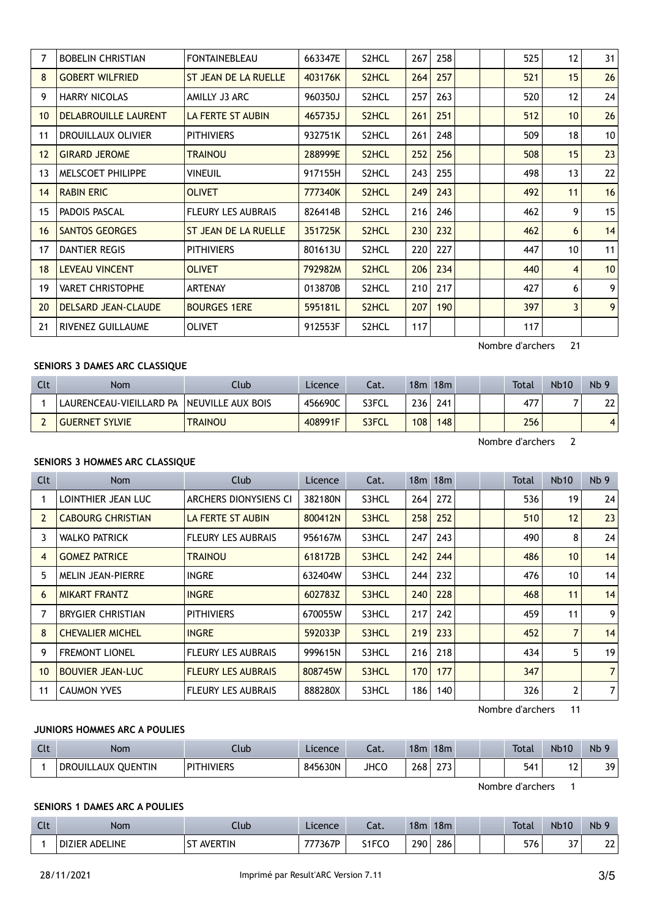| 7 | BOBELIN CHRISTIAN | FONTAINEBLEAU | 663347E | S2HCL | 267 | 258 | | | 525 | 12 | 31 |
|---|---|---|---|---|---|---|---|---|---|---|---|
| 8 | GOBERT WILFRIED | ST JEAN DE LA RUELLE | 403176K | S2HCL | 264 | 257 | | | 521 | 15 | 26 |
| 9 | HARRY NICOLAS | AMILLY J3 ARC | 960350J | S2HCL | 257 | 263 | | | 520 | 12 | 24 |
| 10 | DELABROUILLE LAURENT | LA FERTE ST AUBIN | 465735J | S2HCL | 261 | 251 | | | 512 | 10 | 26 |
| 11 | DROUILLAUX OLIVIER | PITHIVIERS | 932751K | S2HCL | 261 | 248 | | | 509 | 18 | 10 |
| 12 | GIRARD JEROME | TRAINOU | 288999E | S2HCL | 252 | 256 | | | 508 | 15 | 23 |
| 13 | MELSCOET PHILIPPE | VINEUIL | 917155H | S2HCL | 243 | 255 | | | 498 | 13 | 22 |
| 14 | RABIN ERIC | OLIVET | 777340K | S2HCL | 249 | 243 | | | 492 | 11 | 16 |
| 15 | PADOIS PASCAL | FLEURY LES AUBRAIS | 826414B | S2HCL | 216 | 246 | | | 462 | 9 | 15 |
| 16 | SANTOS GEORGES | ST JEAN DE LA RUELLE | 351725K | S2HCL | 230 | 232 | | | 462 | 6 | 14 |
| 17 | DANTIER REGIS | PITHIVIERS | 801613U | S2HCL | 220 | 227 | | | 447 | 10 | 11 |
| 18 | LEVEAU VINCENT | OLIVET | 792982M | S2HCL | 206 | 234 | | | 440 | 4 | 10 |
| 19 | VARET CHRISTOPHE | ARTENAY | 013870B | S2HCL | 210 | 217 | | | 427 | 6 | 9 |
| 20 | DELSARD JEAN-CLAUDE | BOURGES 1ERE | 595181L | S2HCL | 207 | 190 | | | 397 | 3 | 9 |
| 21 | RIVENEZ GUILLAUME | OLIVET | 912553F | S2HCL | 117 | | | | 117 | | |

Nombre d'archers 21

### SENIORS 3 DAMES ARC CLASSIQUE

| Clt | Nom | Club | Licence | Cat. | 18m | 18m | | | Total | Nb10 | Nb 9 |
|---|---|---|---|---|---|---|---|---|---|---|---|
| 1 | LAURENCEAU-VIEILLARD PA | NEUVILLE AUX BOIS | 456690C | S3FCL | 236 | 241 | | | 477 | 7 | 22 |
| 2 | GUERNET SYLVIE | TRAINOU | 408991F | S3FCL | 108 | 148 | | | 256 | | 4 |

Nombre d'archers 2

### SENIORS 3 HOMMES ARC CLASSIQUE

| Clt | Nom | Club | Licence | Cat. | 18m | 18m | | | Total | Nb10 | Nb 9 |
|---|---|---|---|---|---|---|---|---|---|---|---|
| 1 | LOINTHIER JEAN LUC | ARCHERS DIONYSIENS CI | 382180N | S3HCL | 264 | 272 | | | 536 | 19 | 24 |
| 2 | CABOURG CHRISTIAN | LA FERTE ST AUBIN | 800412N | S3HCL | 258 | 252 | | | 510 | 12 | 23 |
| 3 | WALKO PATRICK | FLEURY LES AUBRAIS | 956167M | S3HCL | 247 | 243 | | | 490 | 8 | 24 |
| 4 | GOMEZ PATRICE | TRAINOU | 618172B | S3HCL | 242 | 244 | | | 486 | 10 | 14 |
| 5 | MELIN JEAN-PIERRE | INGRE | 632404W | S3HCL | 244 | 232 | | | 476 | 10 | 14 |
| 6 | MIKART FRANTZ | INGRE | 602783Z | S3HCL | 240 | 228 | | | 468 | 11 | 14 |
| 7 | BRYGIER CHRISTIAN | PITHIVIERS | 670055W | S3HCL | 217 | 242 | | | 459 | 11 | 9 |
| 8 | CHEVALIER MICHEL | INGRE | 592033P | S3HCL | 219 | 233 | | | 452 | 7 | 14 |
| 9 | FREMONT LIONEL | FLEURY LES AUBRAIS | 999615N | S3HCL | 216 | 218 | | | 434 | 5 | 19 |
| 10 | BOUVIER JEAN-LUC | FLEURY LES AUBRAIS | 808745W | S3HCL | 170 | 177 | | | 347 | | 7 |
| 11 | CAUMON YVES | FLEURY LES AUBRAIS | 888280X | S3HCL | 186 | 140 | | | 326 | 2 | 7 |

Nombre d'archers 11

### JUNIORS HOMMES ARC A POULIES

| Clt | Nom | Club | Licence | Cat. | 18m | 18m | | | Total | Nb10 | Nb 9 |
|---|---|---|---|---|---|---|---|---|---|---|---|
| 1 | DROUILLAUX QUENTIN | PITHIVIERS | 845630N | JHCO | 268 | 273 | | | 541 | 12 | 39 |

Nombre d'archers 1

### SENIORS 1 DAMES ARC A POULIES

| Clt | Nom | Club | Licence | Cat. | 18m | 18m | | | Total | Nb10 | Nb 9 |
|---|---|---|---|---|---|---|---|---|---|---|---|
| 1 | DIZIER ADELINE | ST AVERTIN | 777367P | S1FCO | 290 | 286 | | | 576 | 37 | 22 |

28/11/2021 Imprimé par Result'ARC Version 7.11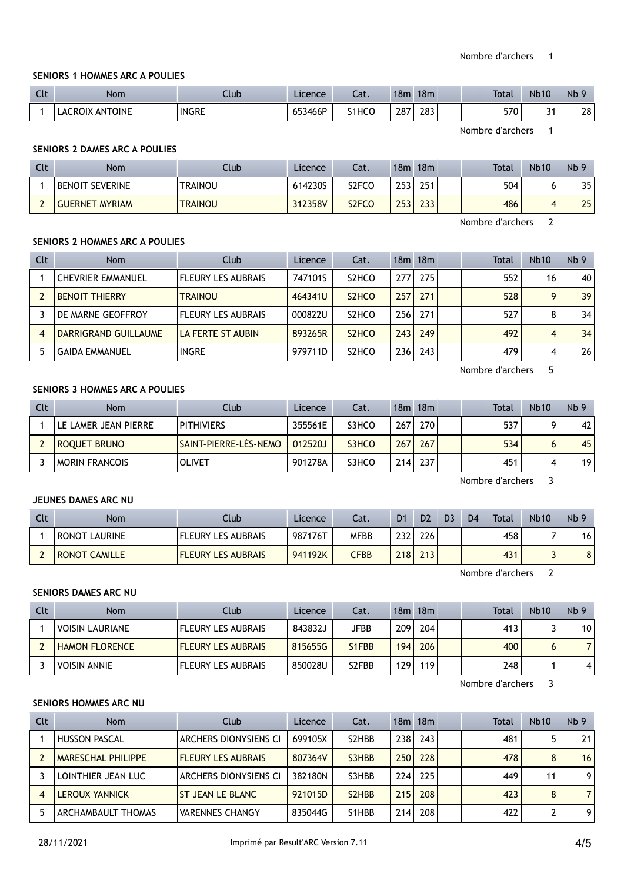Nombre d'archers 1

**SENIORS 1 HOMMES ARC A POULIES**

| Clt | Nom | Club | Licence | Cat. | 18m | 18m | | | Total | Nb10 | Nb 9 |
|---|---|---|---|---|---|---|---|---|---|---|---|
| 1 | LACROIX ANTOINE | INGRE | 653466P | S1HCO | 287 | 283 | | | 570 | 31 | 28 |

Nombre d'archers 1

**SENIORS 2 DAMES ARC A POULIES**

| Clt | Nom | Club | Licence | Cat. | 18m | 18m | | | Total | Nb10 | Nb 9 |
|---|---|---|---|---|---|---|---|---|---|---|---|
| 1 | BENOIT SEVERINE | TRAINOU | 614230S | S2FCO | 253 | 251 | | | 504 | 6 | 35 |
| 2 | GUERNET MYRIAM | TRAINOU | 312358V | S2FCO | 253 | 233 | | | 486 | 4 | 25 |

Nombre d'archers 2

**SENIORS 2 HOMMES ARC A POULIES**

| Clt | Nom | Club | Licence | Cat. | 18m | 18m | | | Total | Nb10 | Nb 9 |
|---|---|---|---|---|---|---|---|---|---|---|---|
| 1 | CHEVRIER EMMANUEL | FLEURY LES AUBRAIS | 747101S | S2HCO | 277 | 275 | | | 552 | 16 | 40 |
| 2 | BENOIT THIERRY | TRAINOU | 464341U | S2HCO | 257 | 271 | | | 528 | 9 | 39 |
| 3 | DE MARNE GEOFFROY | FLEURY LES AUBRAIS | 000822U | S2HCO | 256 | 271 | | | 527 | 8 | 34 |
| 4 | DARRIGRAND GUILLAUME | LA FERTE ST AUBIN | 893265R | S2HCO | 243 | 249 | | | 492 | 4 | 34 |
| 5 | GAIDA EMMANUEL | INGRE | 979711D | S2HCO | 236 | 243 | | | 479 | 4 | 26 |

Nombre d'archers 5

**SENIORS 3 HOMMES ARC A POULIES**

| Clt | Nom | Club | Licence | Cat. | 18m | 18m | | | Total | Nb10 | Nb 9 |
|---|---|---|---|---|---|---|---|---|---|---|---|
| 1 | LE LAMER JEAN PIERRE | PITHIVIERS | 355561E | S3HCO | 267 | 270 | | | 537 | 9 | 42 |
| 2 | ROQUET BRUNO | SAINT-PIERRE-LÈS-NEMO | 012520J | S3HCO | 267 | 267 | | | 534 | 6 | 45 |
| 3 | MORIN FRANCOIS | OLIVET | 901278A | S3HCO | 214 | 237 | | | 451 | 4 | 19 |

Nombre d'archers 3

**JEUNES DAMES ARC NU**

| Clt | Nom | Club | Licence | Cat. | D1 | D2 | D3 | D4 | Total | Nb10 | Nb 9 |
|---|---|---|---|---|---|---|---|---|---|---|---|
| 1 | RONOT LAURINE | FLEURY LES AUBRAIS | 987176T | MFBB | 232 | 226 | | | 458 | 7 | 16 |
| 2 | RONOT CAMILLE | FLEURY LES AUBRAIS | 941192K | CFBB | 218 | 213 | | | 431 | 3 | 8 |

Nombre d'archers 2

**SENIORS DAMES ARC NU**

| Clt | Nom | Club | Licence | Cat. | 18m | 18m | | | Total | Nb10 | Nb 9 |
|---|---|---|---|---|---|---|---|---|---|---|---|
| 1 | VOISIN LAURIANE | FLEURY LES AUBRAIS | 843832J | JFBB | 209 | 204 | | | 413 | 3 | 10 |
| 2 | HAMON FLORENCE | FLEURY LES AUBRAIS | 815655G | S1FBB | 194 | 206 | | | 400 | 6 | 7 |
| 3 | VOISIN ANNIE | FLEURY LES AUBRAIS | 850028U | S2FBB | 129 | 119 | | | 248 | 1 | 4 |

Nombre d'archers 3

**SENIORS HOMMES ARC NU**

| Clt | Nom | Club | Licence | Cat. | 18m | 18m | | | Total | Nb10 | Nb 9 |
|---|---|---|---|---|---|---|---|---|---|---|---|
| 1 | HUSSON PASCAL | ARCHERS DIONYSIENS CI | 699105X | S2HBB | 238 | 243 | | | 481 | 5 | 21 |
| 2 | MARESCHAL PHILIPPE | FLEURY LES AUBRAIS | 807364V | S3HBB | 250 | 228 | | | 478 | 8 | 16 |
| 3 | LOINTHIER JEAN LUC | ARCHERS DIONYSIENS CI | 382180N | S3HBB | 224 | 225 | | | 449 | 11 | 9 |
| 4 | LEROUX YANNICK | ST JEAN LE BLANC | 921015D | S2HBB | 215 | 208 | | | 423 | 8 | 7 |
| 5 | ARCHAMBAULT THOMAS | VARENNES CHANGY | 835044G | S1HBB | 214 | 208 | | | 422 | 2 | 9 |

28/11/2021 Imprimé par Result'ARC Version 7.11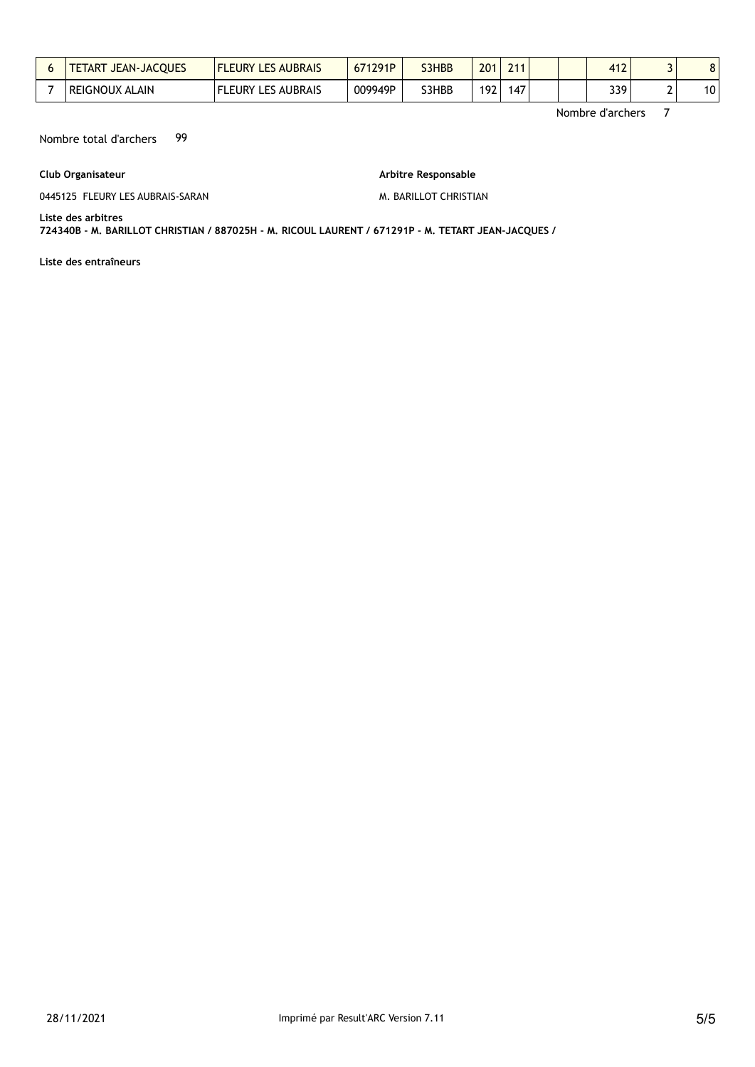| | | | | | | | | | | | | |
|---|---|---|---|---|---|---|---|---|---|---|---|---|
| 6 | TETART JEAN-JACQUES | FLEURY LES AUBRAIS | 671291P | S3HBB | 201 | 211 | | | | 412 | 3 | 8 |
| 7 | REIGNOUX ALAIN | FLEURY LES AUBRAIS | 009949P | S3HBB | 192 | 147 | | | | 339 | 2 | 10 |

Nombre d'archers 7

Nombre total d'archers 99

**Club Organisateur**

0445125 FLEURY LES AUBRAIS-SARAN

**Arbitre Responsable**

M. BARILLOT CHRISTIAN

**Liste des arbitres**

**724340B - M. BARILLOT CHRISTIAN / 887025H - M. RICOUL LAURENT / 671291P - M. TETART JEAN-JACQUES /**

**Liste des entraîneurs**

28/11/2021 Imprimé par Result'ARC Version 7.11